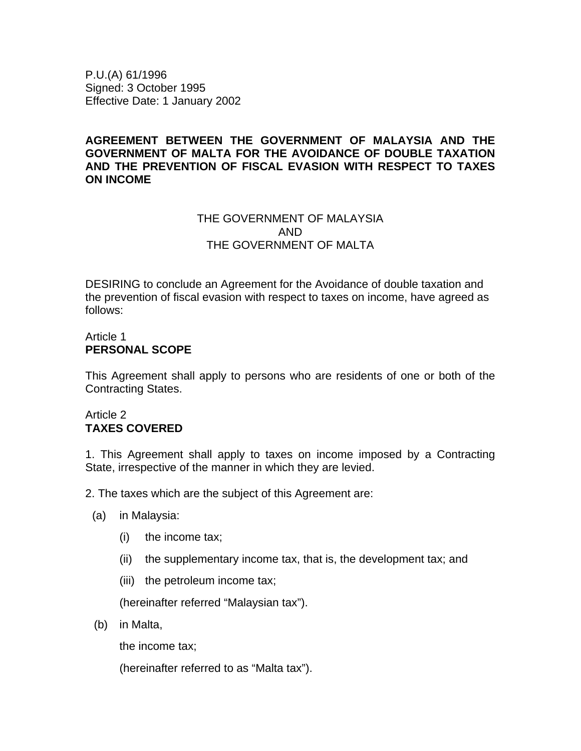P.U.(A) 61/1996
Signed: 3 October 1995
Effective Date: 1 January 2002

# AGREEMENT BETWEEN THE GOVERNMENT OF MALAYSIA AND THE GOVERNMENT OF MALTA FOR THE AVOIDANCE OF DOUBLE TAXATION AND THE PREVENTION OF FISCAL EVASION WITH RESPECT TO TAXES ON INCOME

THE GOVERNMENT OF MALAYSIA
AND
THE GOVERNMENT OF MALTA

DESIRING to conclude an Agreement for the Avoidance of double taxation and the prevention of fiscal evasion with respect to taxes on income, have agreed as follows:

## Article 1
**PERSONAL SCOPE**

This Agreement shall apply to persons who are residents of one or both of the Contracting States.

## Article 2
**TAXES COVERED**

1. This Agreement shall apply to taxes on income imposed by a Contracting State, irrespective of the manner in which they are levied.

2. The taxes which are the subject of this Agreement are:

(a) in Malaysia:

(i) the income tax;

(ii) the supplementary income tax, that is, the development tax; and

(iii) the petroleum income tax;

(hereinafter referred "Malaysian tax").

(b) in Malta,

the income tax;

(hereinafter referred to as "Malta tax").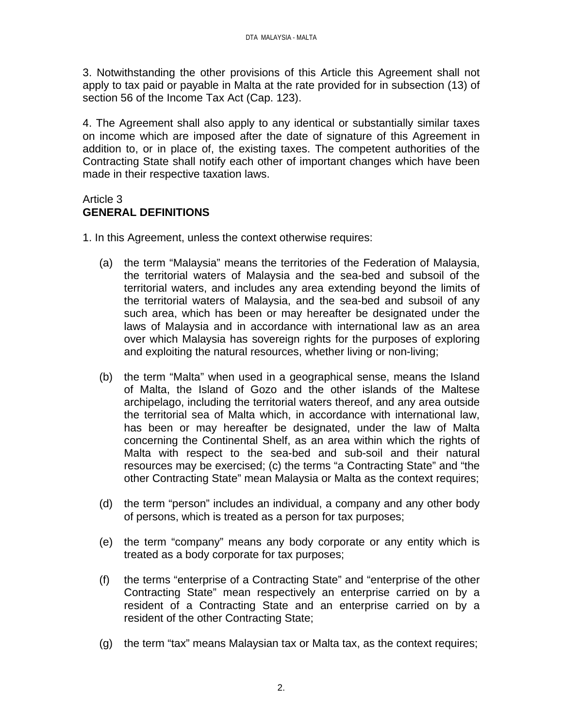3. Notwithstanding the other provisions of this Article this Agreement shall not apply to tax paid or payable in Malta at the rate provided for in subsection (13) of section 56 of the Income Tax Act (Cap. 123).

4. The Agreement shall also apply to any identical or substantially similar taxes on income which are imposed after the date of signature of this Agreement in addition to, or in place of, the existing taxes. The competent authorities of the Contracting State shall notify each other of important changes which have been made in their respective taxation laws.

Article 3
**GENERAL DEFINITIONS**

1. In this Agreement, unless the context otherwise requires:

(a) the term "Malaysia" means the territories of the Federation of Malaysia, the territorial waters of Malaysia and the sea-bed and subsoil of the territorial waters, and includes any area extending beyond the limits of the territorial waters of Malaysia, and the sea-bed and subsoil of any such area, which has been or may hereafter be designated under the laws of Malaysia and in accordance with international law as an area over which Malaysia has sovereign rights for the purposes of exploring and exploiting the natural resources, whether living or non-living;

(b) the term "Malta" when used in a geographical sense, means the Island of Malta, the Island of Gozo and the other islands of the Maltese archipelago, including the territorial waters thereof, and any area outside the territorial sea of Malta which, in accordance with international law, has been or may hereafter be designated, under the law of Malta concerning the Continental Shelf, as an area within which the rights of Malta with respect to the sea-bed and sub-soil and their natural resources may be exercised; (c) the terms "a Contracting State" and "the other Contracting State" mean Malaysia or Malta as the context requires;

(d) the term "person" includes an individual, a company and any other body of persons, which is treated as a person for tax purposes;

(e) the term "company" means any body corporate or any entity which is treated as a body corporate for tax purposes;

(f) the terms "enterprise of a Contracting State" and "enterprise of the other Contracting State" mean respectively an enterprise carried on by a resident of a Contracting State and an enterprise carried on by a resident of the other Contracting State;

(g) the term "tax" means Malaysian tax or Malta tax, as the context requires;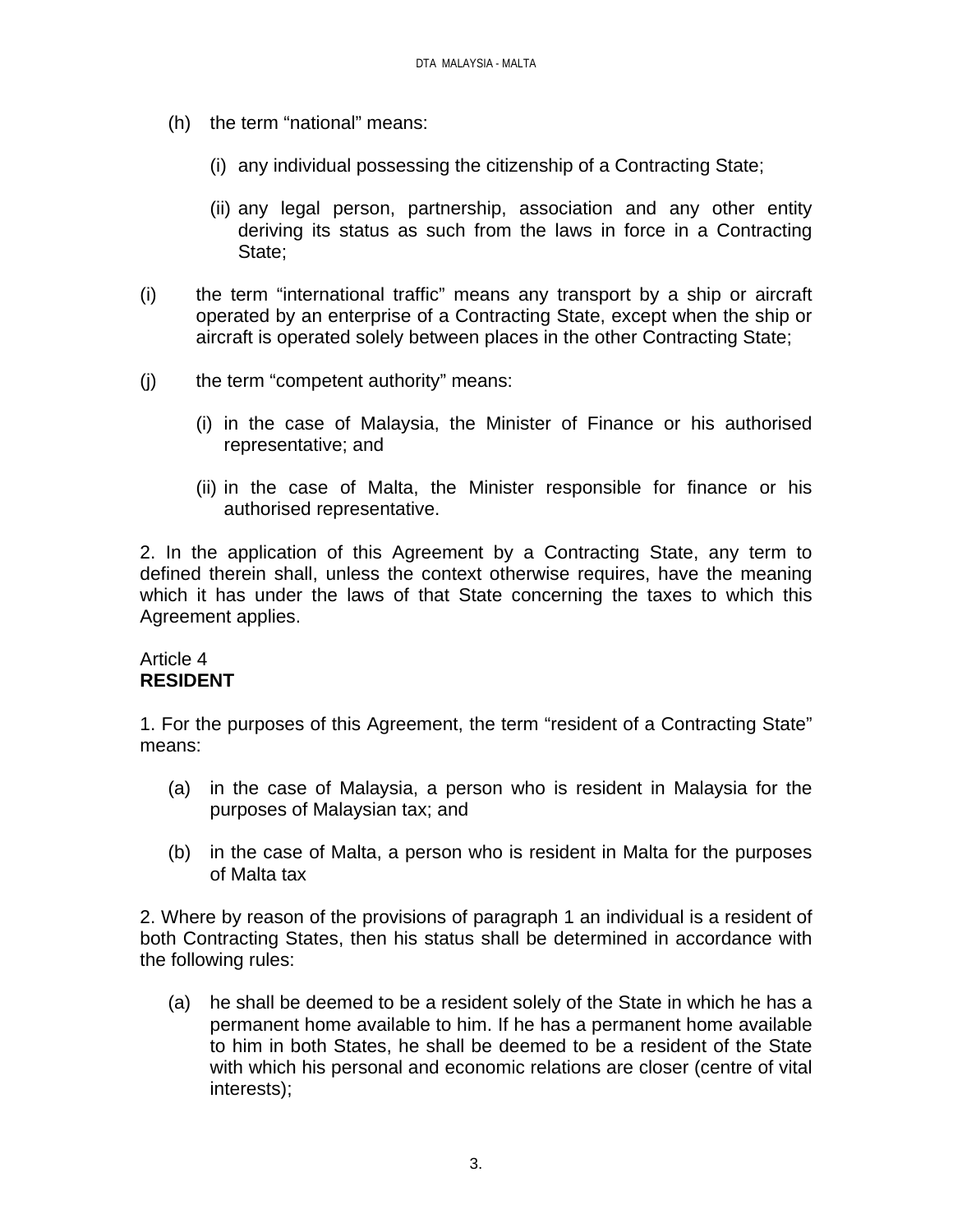(h) the term “national” means:

  (i) any individual possessing the citizenship of a Contracting State;

  (ii) any legal person, partnership, association and any other entity deriving its status as such from the laws in force in a Contracting State;

(i) the term “international traffic” means any transport by a ship or aircraft operated by an enterprise of a Contracting State, except when the ship or aircraft is operated solely between places in the other Contracting State;

(j) the term “competent authority” means:

  (i) in the case of Malaysia, the Minister of Finance or his authorised representative; and

  (ii) in the case of Malta, the Minister responsible for finance or his authorised representative.

2. In the application of this Agreement by a Contracting State, any term to defined therein shall, unless the context otherwise requires, have the meaning which it has under the laws of that State concerning the taxes to which this Agreement applies.

Article 4
**RESIDENT**

1. For the purposes of this Agreement, the term “resident of a Contracting State” means:

(a) in the case of Malaysia, a person who is resident in Malaysia for the purposes of Malaysian tax; and

(b) in the case of Malta, a person who is resident in Malta for the purposes of Malta tax

2. Where by reason of the provisions of paragraph 1 an individual is a resident of both Contracting States, then his status shall be determined in accordance with the following rules:

(a) he shall be deemed to be a resident solely of the State in which he has a permanent home available to him. If he has a permanent home available to him in both States, he shall be deemed to be a resident of the State with which his personal and economic relations are closer (centre of vital interests);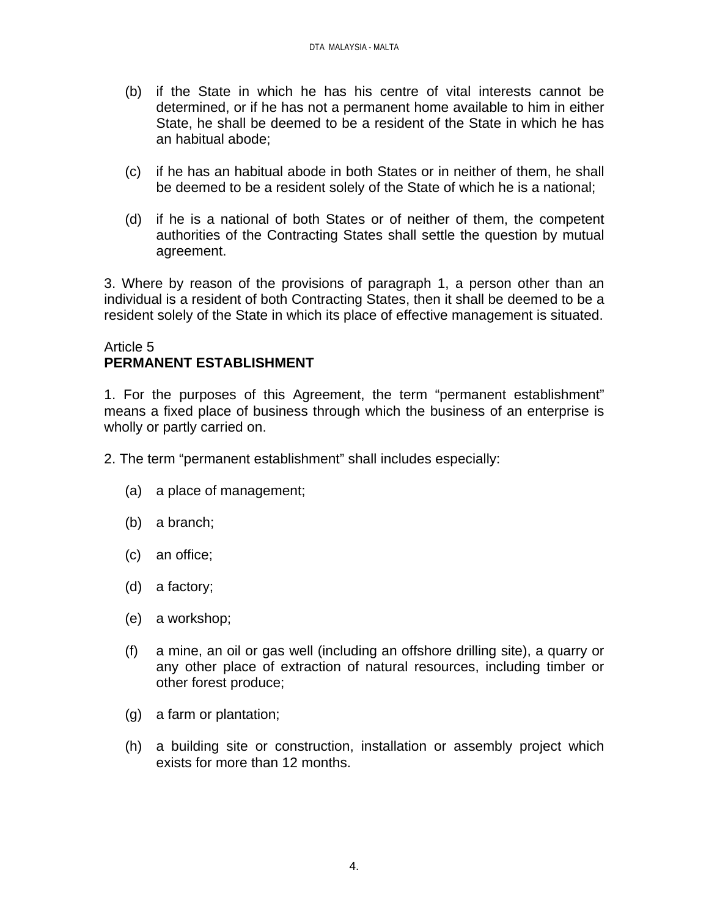(b) if the State in which he has his centre of vital interests cannot be determined, or if he has not a permanent home available to him in either State, he shall be deemed to be a resident of the State in which he has an habitual abode;

(c) if he has an habitual abode in both States or in neither of them, he shall be deemed to be a resident solely of the State of which he is a national;

(d) if he is a national of both States or of neither of them, the competent authorities of the Contracting States shall settle the question by mutual agreement.

3. Where by reason of the provisions of paragraph 1, a person other than an individual is a resident of both Contracting States, then it shall be deemed to be a resident solely of the State in which its place of effective management is situated.

Article 5
**PERMANENT ESTABLISHMENT**

1. For the purposes of this Agreement, the term "permanent establishment" means a fixed place of business through which the business of an enterprise is wholly or partly carried on.

2. The term "permanent establishment" shall includes especially:

(a) a place of management;

(b) a branch;

(c) an office;

(d) a factory;

(e) a workshop;

(f) a mine, an oil or gas well (including an offshore drilling site), a quarry or any other place of extraction of natural resources, including timber or other forest produce;

(g) a farm or plantation;

(h) a building site or construction, installation or assembly project which exists for more than 12 months.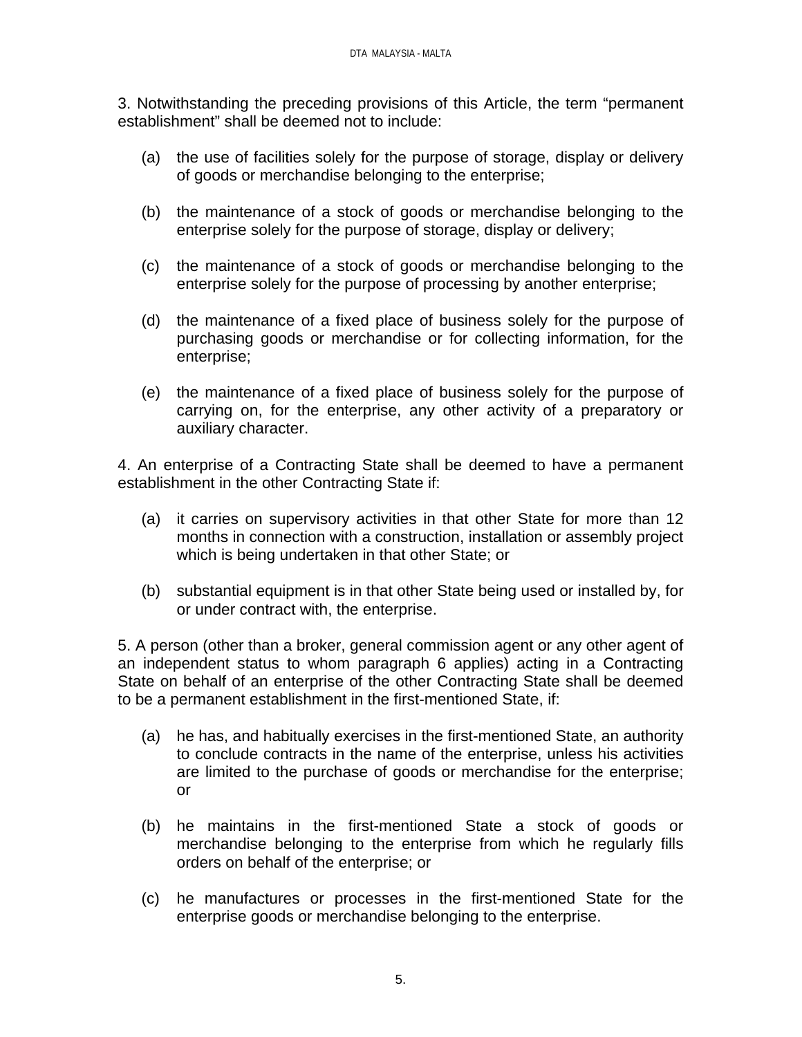3. Notwithstanding the preceding provisions of this Article, the term “permanent establishment” shall be deemed not to include:

(a) the use of facilities solely for the purpose of storage, display or delivery of goods or merchandise belonging to the enterprise;

(b) the maintenance of a stock of goods or merchandise belonging to the enterprise solely for the purpose of storage, display or delivery;

(c) the maintenance of a stock of goods or merchandise belonging to the enterprise solely for the purpose of processing by another enterprise;

(d) the maintenance of a fixed place of business solely for the purpose of purchasing goods or merchandise or for collecting information, for the enterprise;

(e) the maintenance of a fixed place of business solely for the purpose of carrying on, for the enterprise, any other activity of a preparatory or auxiliary character.

4. An enterprise of a Contracting State shall be deemed to have a permanent establishment in the other Contracting State if:

(a) it carries on supervisory activities in that other State for more than 12 months in connection with a construction, installation or assembly project which is being undertaken in that other State; or

(b) substantial equipment is in that other State being used or installed by, for or under contract with, the enterprise.

5. A person (other than a broker, general commission agent or any other agent of an independent status to whom paragraph 6 applies) acting in a Contracting State on behalf of an enterprise of the other Contracting State shall be deemed to be a permanent establishment in the first-mentioned State, if:

(a) he has, and habitually exercises in the first-mentioned State, an authority to conclude contracts in the name of the enterprise, unless his activities are limited to the purchase of goods or merchandise for the enterprise; or

(b) he maintains in the first-mentioned State a stock of goods or merchandise belonging to the enterprise from which he regularly fills orders on behalf of the enterprise; or

(c) he manufactures or processes in the first-mentioned State for the enterprise goods or merchandise belonging to the enterprise.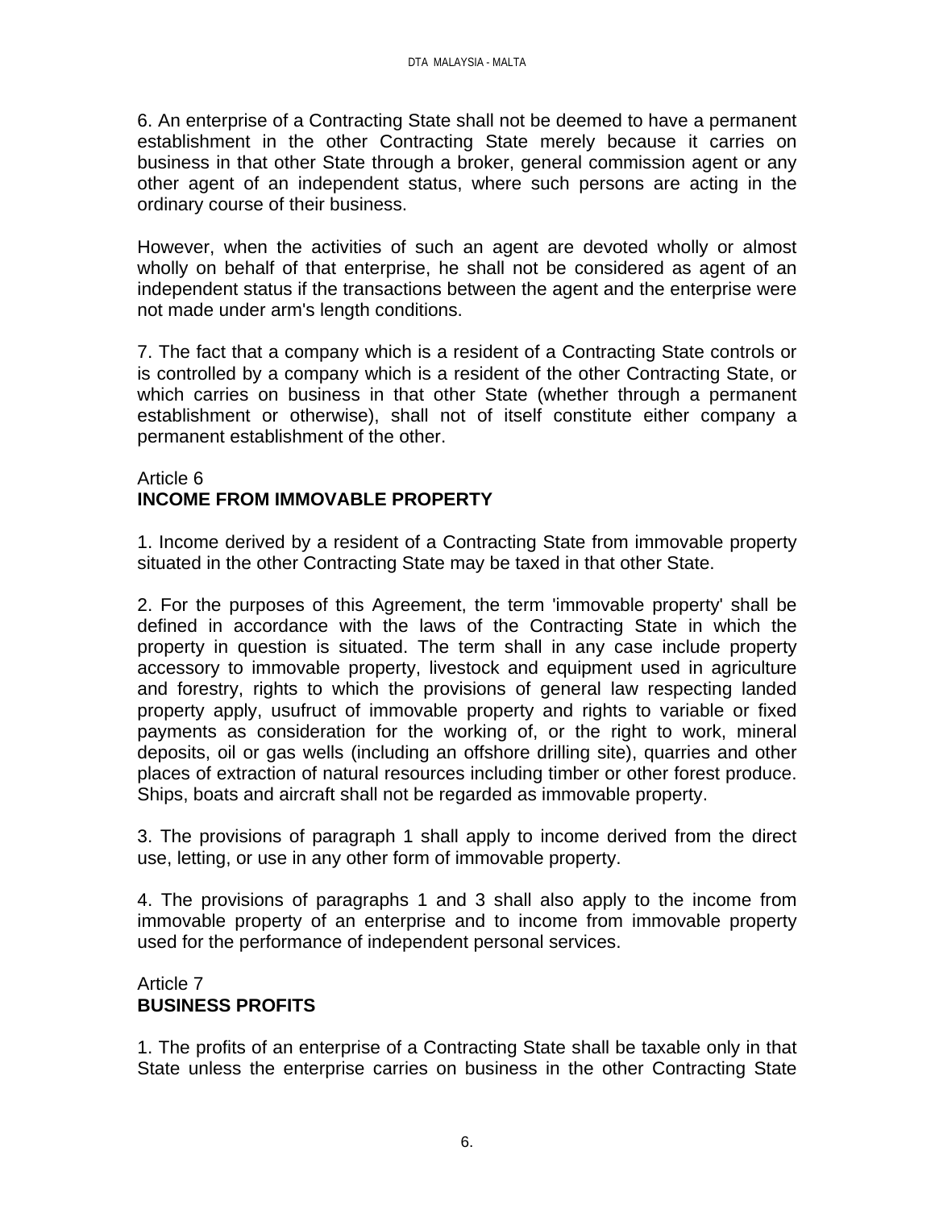6. An enterprise of a Contracting State shall not be deemed to have a permanent establishment in the other Contracting State merely because it carries on business in that other State through a broker, general commission agent or any other agent of an independent status, where such persons are acting in the ordinary course of their business.

However, when the activities of such an agent are devoted wholly or almost wholly on behalf of that enterprise, he shall not be considered as agent of an independent status if the transactions between the agent and the enterprise were not made under arm's length conditions.

7. The fact that a company which is a resident of a Contracting State controls or is controlled by a company which is a resident of the other Contracting State, or which carries on business in that other State (whether through a permanent establishment or otherwise), shall not of itself constitute either company a permanent establishment of the other.

## Article 6
## **INCOME FROM IMMOVABLE PROPERTY**

1. Income derived by a resident of a Contracting State from immovable property situated in the other Contracting State may be taxed in that other State.

2. For the purposes of this Agreement, the term 'immovable property' shall be defined in accordance with the laws of the Contracting State in which the property in question is situated. The term shall in any case include property accessory to immovable property, livestock and equipment used in agriculture and forestry, rights to which the provisions of general law respecting landed property apply, usufruct of immovable property and rights to variable or fixed payments as consideration for the working of, or the right to work, mineral deposits, oil or gas wells (including an offshore drilling site), quarries and other places of extraction of natural resources including timber or other forest produce. Ships, boats and aircraft shall not be regarded as immovable property.

3. The provisions of paragraph 1 shall apply to income derived from the direct use, letting, or use in any other form of immovable property.

4. The provisions of paragraphs 1 and 3 shall also apply to the income from immovable property of an enterprise and to income from immovable property used for the performance of independent personal services.

## Article 7
## **BUSINESS PROFITS**

1. The profits of an enterprise of a Contracting State shall be taxable only in that State unless the enterprise carries on business in the other Contracting State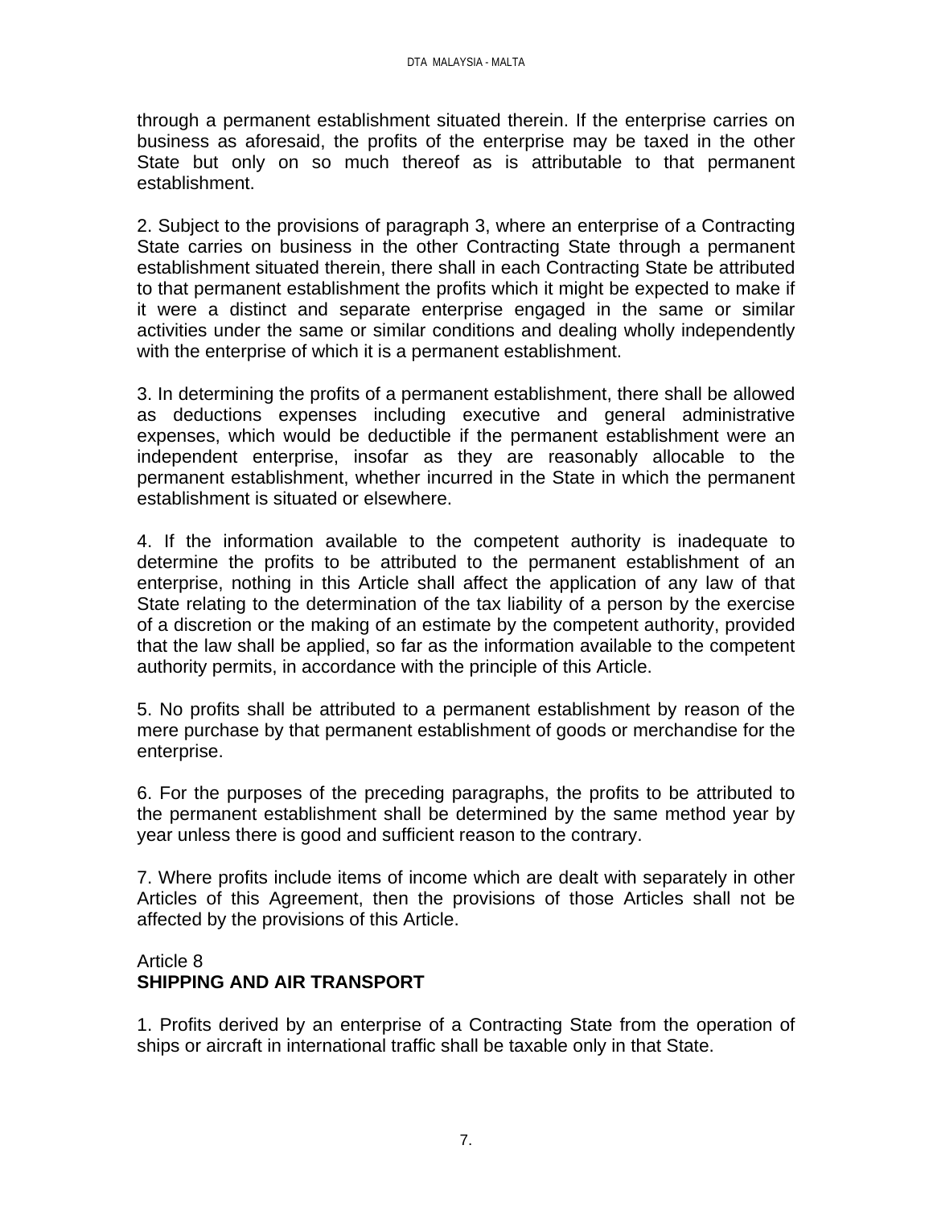through a permanent establishment situated therein. If the enterprise carries on business as aforesaid, the profits of the enterprise may be taxed in the other State but only on so much thereof as is attributable to that permanent establishment.

2. Subject to the provisions of paragraph 3, where an enterprise of a Contracting State carries on business in the other Contracting State through a permanent establishment situated therein, there shall in each Contracting State be attributed to that permanent establishment the profits which it might be expected to make if it were a distinct and separate enterprise engaged in the same or similar activities under the same or similar conditions and dealing wholly independently with the enterprise of which it is a permanent establishment.

3. In determining the profits of a permanent establishment, there shall be allowed as deductions expenses including executive and general administrative expenses, which would be deductible if the permanent establishment were an independent enterprise, insofar as they are reasonably allocable to the permanent establishment, whether incurred in the State in which the permanent establishment is situated or elsewhere.

4. If the information available to the competent authority is inadequate to determine the profits to be attributed to the permanent establishment of an enterprise, nothing in this Article shall affect the application of any law of that State relating to the determination of the tax liability of a person by the exercise of a discretion or the making of an estimate by the competent authority, provided that the law shall be applied, so far as the information available to the competent authority permits, in accordance with the principle of this Article.

5. No profits shall be attributed to a permanent establishment by reason of the mere purchase by that permanent establishment of goods or merchandise for the enterprise.

6. For the purposes of the preceding paragraphs, the profits to be attributed to the permanent establishment shall be determined by the same method year by year unless there is good and sufficient reason to the contrary.

7. Where profits include items of income which are dealt with separately in other Articles of this Agreement, then the provisions of those Articles shall not be affected by the provisions of this Article.

Article 8
**SHIPPING AND AIR TRANSPORT**

1. Profits derived by an enterprise of a Contracting State from the operation of ships or aircraft in international traffic shall be taxable only in that State.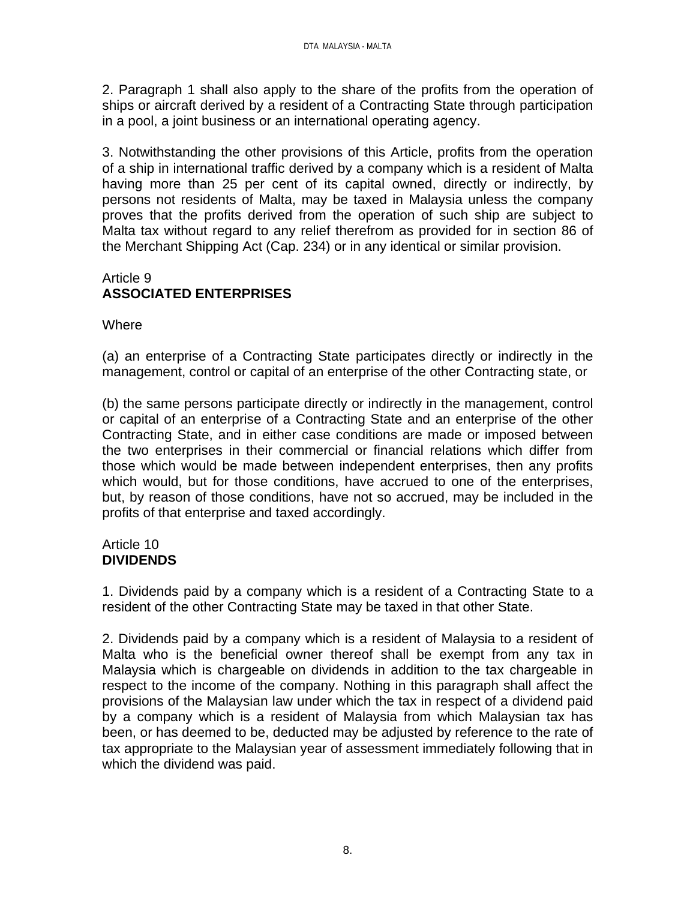2. Paragraph 1 shall also apply to the share of the profits from the operation of ships or aircraft derived by a resident of a Contracting State through participation in a pool, a joint business or an international operating agency.

3. Notwithstanding the other provisions of this Article, profits from the operation of a ship in international traffic derived by a company which is a resident of Malta having more than 25 per cent of its capital owned, directly or indirectly, by persons not residents of Malta, may be taxed in Malaysia unless the company proves that the profits derived from the operation of such ship are subject to Malta tax without regard to any relief therefrom as provided for in section 86 of the Merchant Shipping Act (Cap. 234) or in any identical or similar provision.

Article 9
**ASSOCIATED ENTERPRISES**

Where

(a) an enterprise of a Contracting State participates directly or indirectly in the management, control or capital of an enterprise of the other Contracting state, or

(b) the same persons participate directly or indirectly in the management, control or capital of an enterprise of a Contracting State and an enterprise of the other Contracting State, and in either case conditions are made or imposed between the two enterprises in their commercial or financial relations which differ from those which would be made between independent enterprises, then any profits which would, but for those conditions, have accrued to one of the enterprises, but, by reason of those conditions, have not so accrued, may be included in the profits of that enterprise and taxed accordingly.

Article 10
**DIVIDENDS**

1. Dividends paid by a company which is a resident of a Contracting State to a resident of the other Contracting State may be taxed in that other State.

2. Dividends paid by a company which is a resident of Malaysia to a resident of Malta who is the beneficial owner thereof shall be exempt from any tax in Malaysia which is chargeable on dividends in addition to the tax chargeable in respect to the income of the company. Nothing in this paragraph shall affect the provisions of the Malaysian law under which the tax in respect of a dividend paid by a company which is a resident of Malaysia from which Malaysian tax has been, or has deemed to be, deducted may be adjusted by reference to the rate of tax appropriate to the Malaysian year of assessment immediately following that in which the dividend was paid.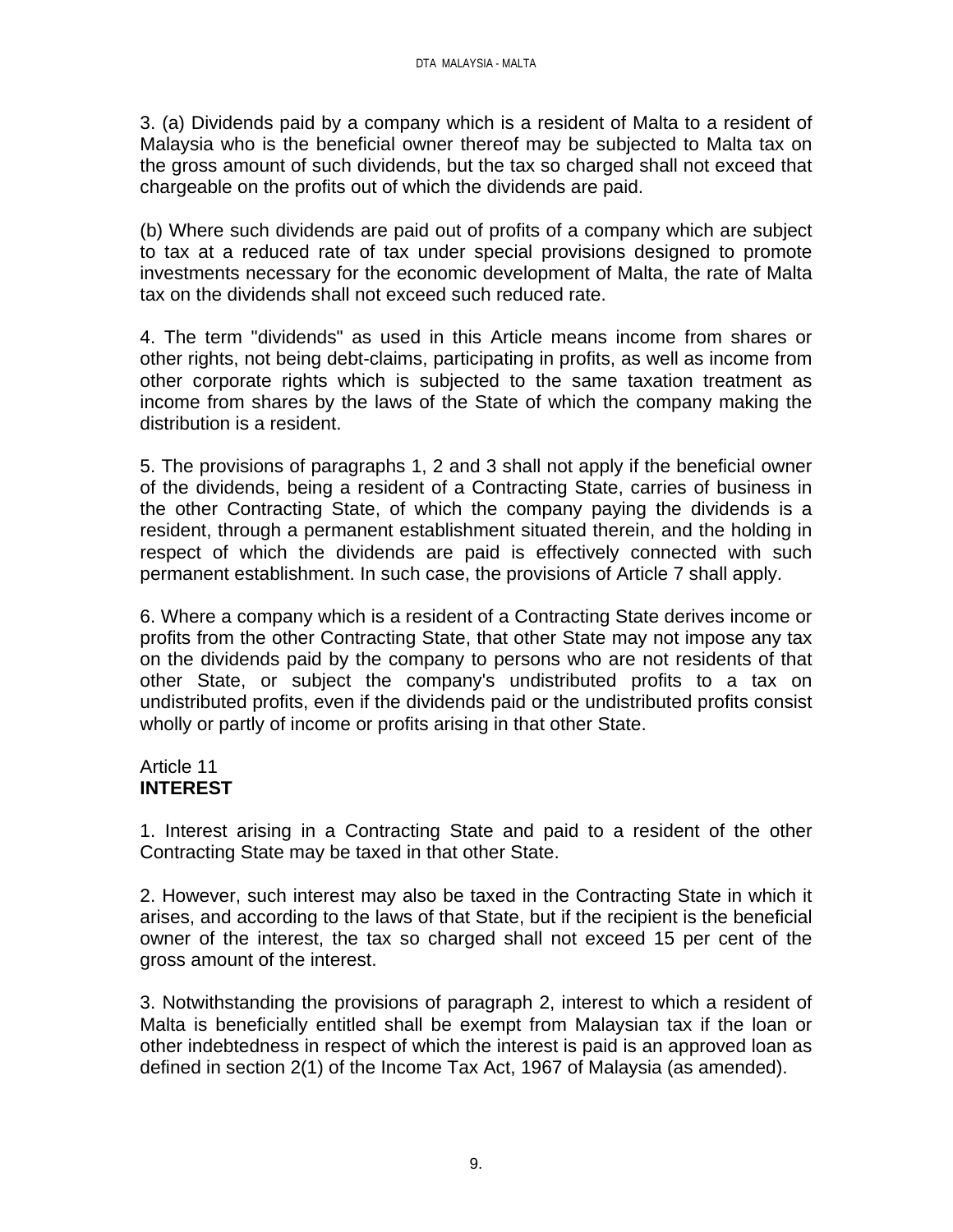3. (a) Dividends paid by a company which is a resident of Malta to a resident of Malaysia who is the beneficial owner thereof may be subjected to Malta tax on the gross amount of such dividends, but the tax so charged shall not exceed that chargeable on the profits out of which the dividends are paid.

(b) Where such dividends are paid out of profits of a company which are subject to tax at a reduced rate of tax under special provisions designed to promote investments necessary for the economic development of Malta, the rate of Malta tax on the dividends shall not exceed such reduced rate.

4. The term "dividends" as used in this Article means income from shares or other rights, not being debt-claims, participating in profits, as well as income from other corporate rights which is subjected to the same taxation treatment as income from shares by the laws of the State of which the company making the distribution is a resident.

5. The provisions of paragraphs 1, 2 and 3 shall not apply if the beneficial owner of the dividends, being a resident of a Contracting State, carries of business in the other Contracting State, of which the company paying the dividends is a resident, through a permanent establishment situated therein, and the holding in respect of which the dividends are paid is effectively connected with such permanent establishment. In such case, the provisions of Article 7 shall apply.

6. Where a company which is a resident of a Contracting State derives income or profits from the other Contracting State, that other State may not impose any tax on the dividends paid by the company to persons who are not residents of that other State, or subject the company's undistributed profits to a tax on undistributed profits, even if the dividends paid or the undistributed profits consist wholly or partly of income or profits arising in that other State.

## Article 11
## **INTEREST**

1. Interest arising in a Contracting State and paid to a resident of the other Contracting State may be taxed in that other State.

2. However, such interest may also be taxed in the Contracting State in which it arises, and according to the laws of that State, but if the recipient is the beneficial owner of the interest, the tax so charged shall not exceed 15 per cent of the gross amount of the interest.

3. Notwithstanding the provisions of paragraph 2, interest to which a resident of Malta is beneficially entitled shall be exempt from Malaysian tax if the loan or other indebtedness in respect of which the interest is paid is an approved loan as defined in section 2(1) of the Income Tax Act, 1967 of Malaysia (as amended).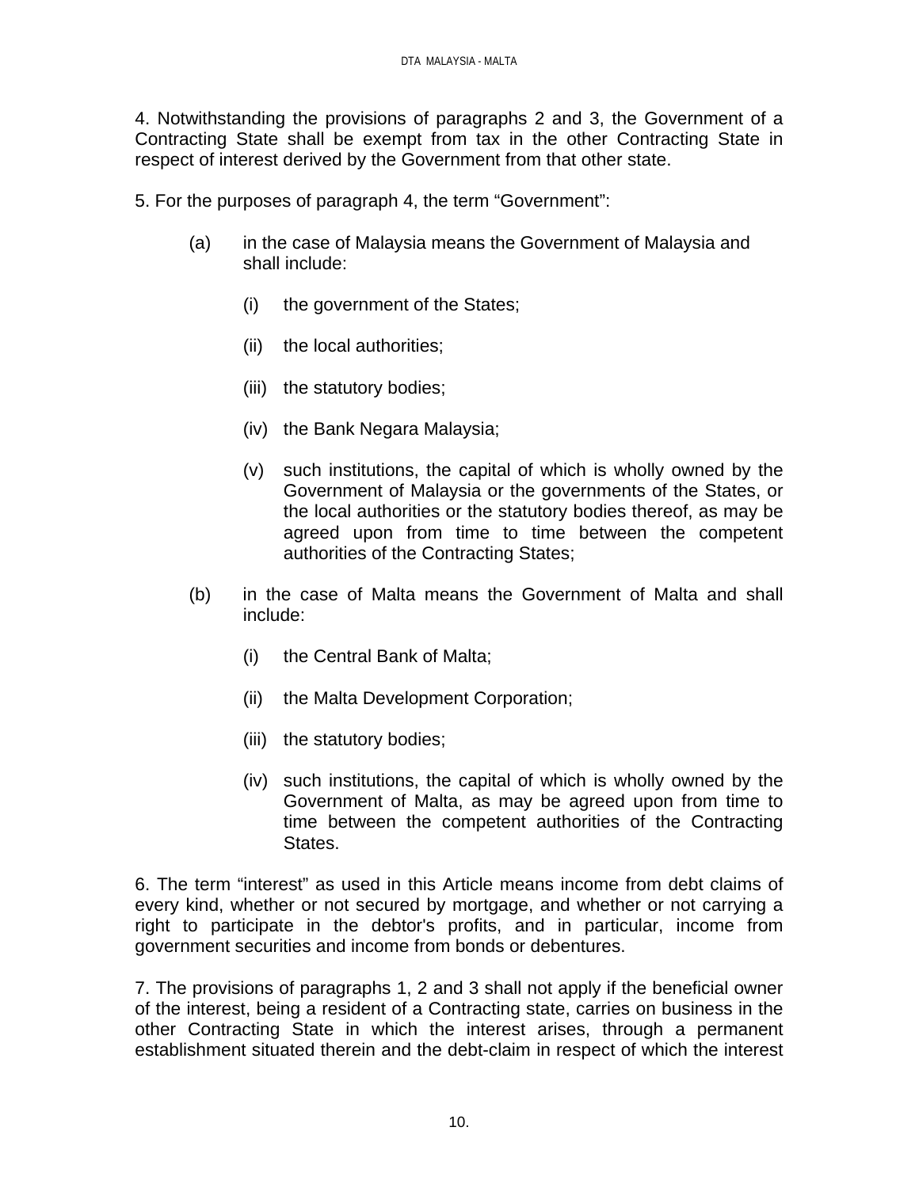4. Notwithstanding the provisions of paragraphs 2 and 3, the Government of a Contracting State shall be exempt from tax in the other Contracting State in respect of interest derived by the Government from that other state.

5. For the purposes of paragraph 4, the term “Government”:

(a) in the case of Malaysia means the Government of Malaysia and shall include:

(i) the government of the States;

(ii) the local authorities;

(iii) the statutory bodies;

(iv) the Bank Negara Malaysia;

(v) such institutions, the capital of which is wholly owned by the Government of Malaysia or the governments of the States, or the local authorities or the statutory bodies thereof, as may be agreed upon from time to time between the competent authorities of the Contracting States;

(b) in the case of Malta means the Government of Malta and shall include:

(i) the Central Bank of Malta;

(ii) the Malta Development Corporation;

(iii) the statutory bodies;

(iv) such institutions, the capital of which is wholly owned by the Government of Malta, as may be agreed upon from time to time between the competent authorities of the Contracting States.

6. The term “interest” as used in this Article means income from debt claims of every kind, whether or not secured by mortgage, and whether or not carrying a right to participate in the debtor's profits, and in particular, income from government securities and income from bonds or debentures.

7. The provisions of paragraphs 1, 2 and 3 shall not apply if the beneficial owner of the interest, being a resident of a Contracting state, carries on business in the other Contracting State in which the interest arises, through a permanent establishment situated therein and the debt-claim in respect of which the interest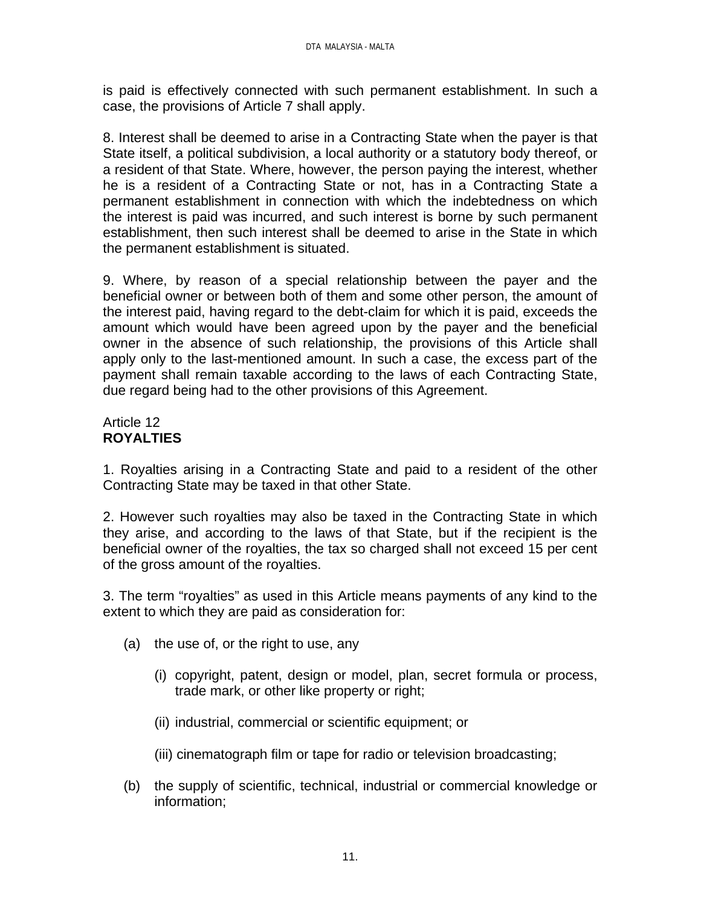is paid is effectively connected with such permanent establishment. In such a case, the provisions of Article 7 shall apply.

8. Interest shall be deemed to arise in a Contracting State when the payer is that State itself, a political subdivision, a local authority or a statutory body thereof, or a resident of that State. Where, however, the person paying the interest, whether he is a resident of a Contracting State or not, has in a Contracting State a permanent establishment in connection with which the indebtedness on which the interest is paid was incurred, and such interest is borne by such permanent establishment, then such interest shall be deemed to arise in the State in which the permanent establishment is situated.

9. Where, by reason of a special relationship between the payer and the beneficial owner or between both of them and some other person, the amount of the interest paid, having regard to the debt-claim for which it is paid, exceeds the amount which would have been agreed upon by the payer and the beneficial owner in the absence of such relationship, the provisions of this Article shall apply only to the last-mentioned amount. In such a case, the excess part of the payment shall remain taxable according to the laws of each Contracting State, due regard being had to the other provisions of this Agreement.

## Article 12
## **ROYALTIES**

1. Royalties arising in a Contracting State and paid to a resident of the other Contracting State may be taxed in that other State.

2. However such royalties may also be taxed in the Contracting State in which they arise, and according to the laws of that State, but if the recipient is the beneficial owner of the royalties, the tax so charged shall not exceed 15 per cent of the gross amount of the royalties.

3. The term "royalties" as used in this Article means payments of any kind to the extent to which they are paid as consideration for:

(a) the use of, or the right to use, any

   (i) copyright, patent, design or model, plan, secret formula or process, trade mark, or other like property or right;

   (ii) industrial, commercial or scientific equipment; or

   (iii) cinematograph film or tape for radio or television broadcasting;

(b) the supply of scientific, technical, industrial or commercial knowledge or information;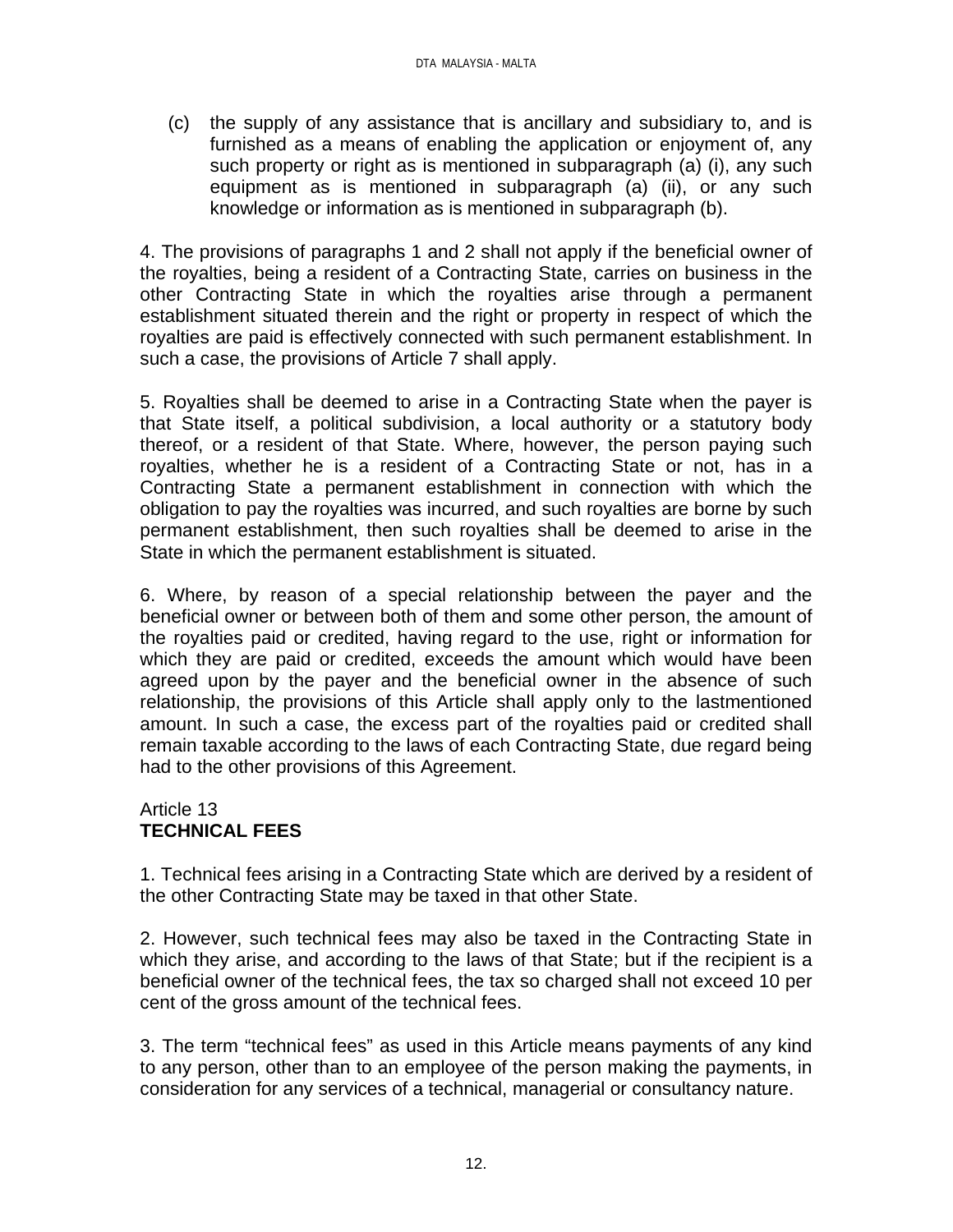(c) the supply of any assistance that is ancillary and subsidiary to, and is furnished as a means of enabling the application or enjoyment of, any such property or right as is mentioned in subparagraph (a) (i), any such equipment as is mentioned in subparagraph (a) (ii), or any such knowledge or information as is mentioned in subparagraph (b).

4. The provisions of paragraphs 1 and 2 shall not apply if the beneficial owner of the royalties, being a resident of a Contracting State, carries on business in the other Contracting State in which the royalties arise through a permanent establishment situated therein and the right or property in respect of which the royalties are paid is effectively connected with such permanent establishment. In such a case, the provisions of Article 7 shall apply.

5. Royalties shall be deemed to arise in a Contracting State when the payer is that State itself, a political subdivision, a local authority or a statutory body thereof, or a resident of that State. Where, however, the person paying such royalties, whether he is a resident of a Contracting State or not, has in a Contracting State a permanent establishment in connection with which the obligation to pay the royalties was incurred, and such royalties are borne by such permanent establishment, then such royalties shall be deemed to arise in the State in which the permanent establishment is situated.

6. Where, by reason of a special relationship between the payer and the beneficial owner or between both of them and some other person, the amount of the royalties paid or credited, having regard to the use, right or information for which they are paid or credited, exceeds the amount which would have been agreed upon by the payer and the beneficial owner in the absence of such relationship, the provisions of this Article shall apply only to the lastmentioned amount. In such a case, the excess part of the royalties paid or credited shall remain taxable according to the laws of each Contracting State, due regard being had to the other provisions of this Agreement.

## Article 13
**TECHNICAL FEES**

1. Technical fees arising in a Contracting State which are derived by a resident of the other Contracting State may be taxed in that other State.

2. However, such technical fees may also be taxed in the Contracting State in which they arise, and according to the laws of that State; but if the recipient is a beneficial owner of the technical fees, the tax so charged shall not exceed 10 per cent of the gross amount of the technical fees.

3. The term “technical fees” as used in this Article means payments of any kind to any person, other than to an employee of the person making the payments, in consideration for any services of a technical, managerial or consultancy nature.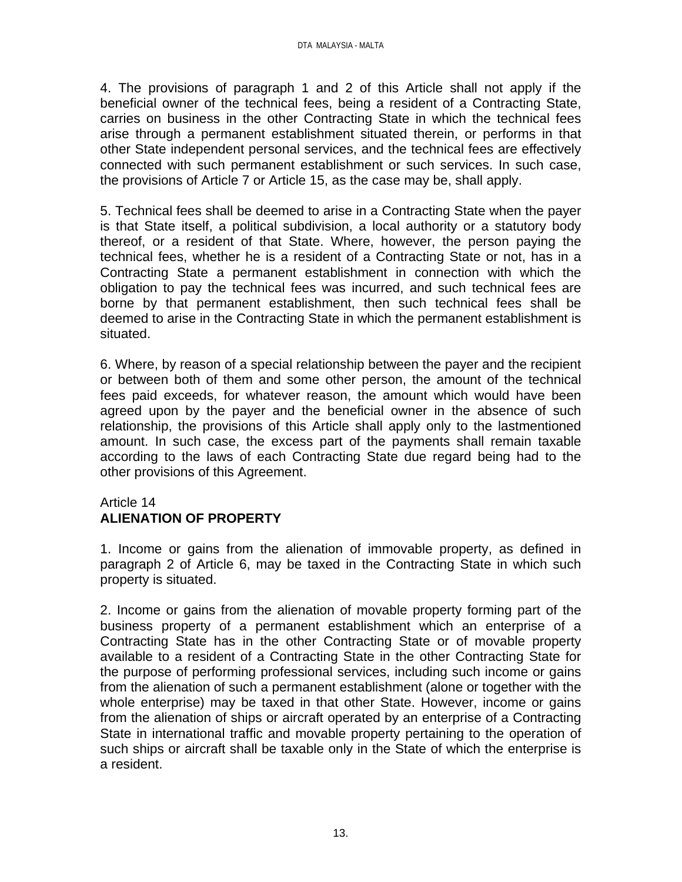4. The provisions of paragraph 1 and 2 of this Article shall not apply if the beneficial owner of the technical fees, being a resident of a Contracting State, carries on business in the other Contracting State in which the technical fees arise through a permanent establishment situated therein, or performs in that other State independent personal services, and the technical fees are effectively connected with such permanent establishment or such services. In such case, the provisions of Article 7 or Article 15, as the case may be, shall apply.

5. Technical fees shall be deemed to arise in a Contracting State when the payer is that State itself, a political subdivision, a local authority or a statutory body thereof, or a resident of that State. Where, however, the person paying the technical fees, whether he is a resident of a Contracting State or not, has in a Contracting State a permanent establishment in connection with which the obligation to pay the technical fees was incurred, and such technical fees are borne by that permanent establishment, then such technical fees shall be deemed to arise in the Contracting State in which the permanent establishment is situated.

6. Where, by reason of a special relationship between the payer and the recipient or between both of them and some other person, the amount of the technical fees paid exceeds, for whatever reason, the amount which would have been agreed upon by the payer and the beneficial owner in the absence of such relationship, the provisions of this Article shall apply only to the lastmentioned amount. In such case, the excess part of the payments shall remain taxable according to the laws of each Contracting State due regard being had to the other provisions of this Agreement.

## Article 14
## **ALIENATION OF PROPERTY**

1. Income or gains from the alienation of immovable property, as defined in paragraph 2 of Article 6, may be taxed in the Contracting State in which such property is situated.

2. Income or gains from the alienation of movable property forming part of the business property of a permanent establishment which an enterprise of a Contracting State has in the other Contracting State or of movable property available to a resident of a Contracting State in the other Contracting State for the purpose of performing professional services, including such income or gains from the alienation of such a permanent establishment (alone or together with the whole enterprise) may be taxed in that other State. However, income or gains from the alienation of ships or aircraft operated by an enterprise of a Contracting State in international traffic and movable property pertaining to the operation of such ships or aircraft shall be taxable only in the State of which the enterprise is a resident.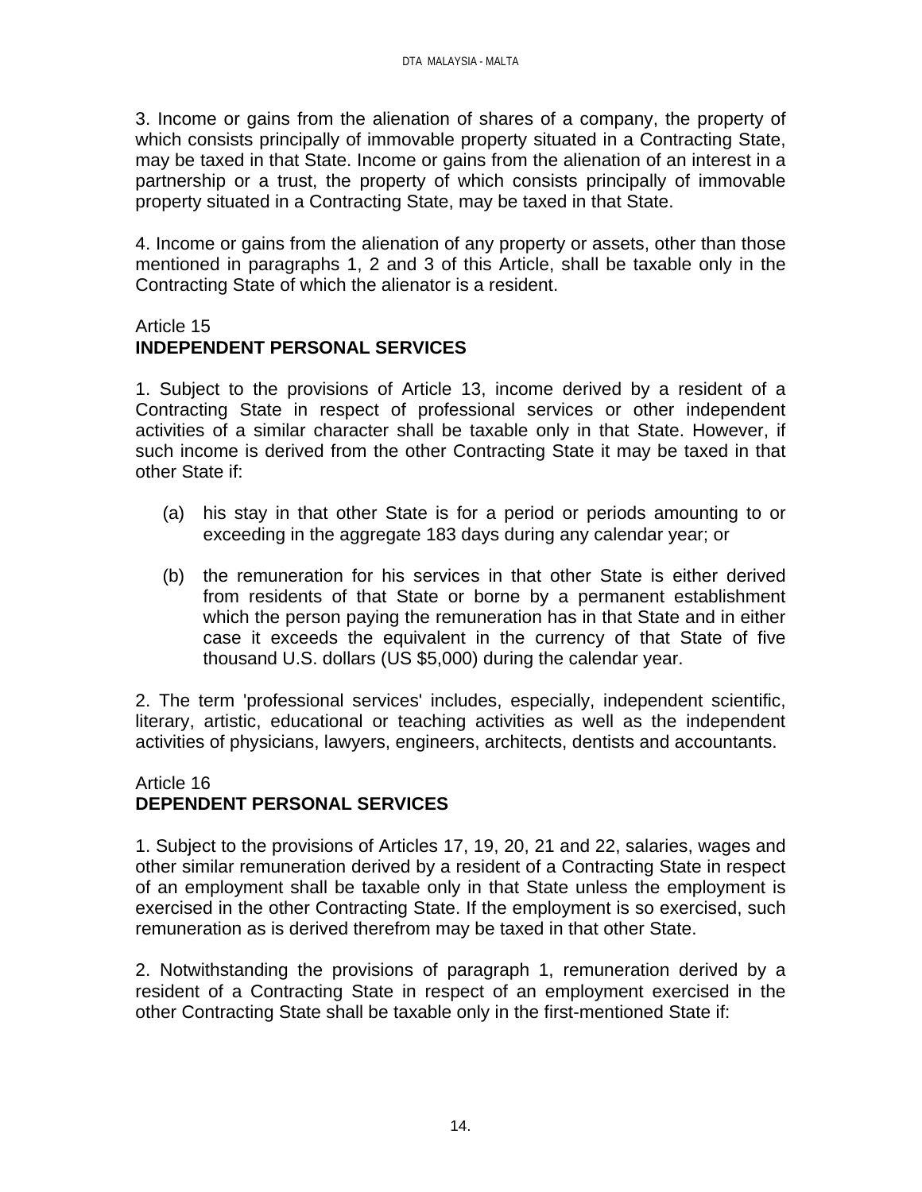3. Income or gains from the alienation of shares of a company, the property of which consists principally of immovable property situated in a Contracting State, may be taxed in that State. Income or gains from the alienation of an interest in a partnership or a trust, the property of which consists principally of immovable property situated in a Contracting State, may be taxed in that State.

4. Income or gains from the alienation of any property or assets, other than those mentioned in paragraphs 1, 2 and 3 of this Article, shall be taxable only in the Contracting State of which the alienator is a resident.

## Article 15
## INDEPENDENT PERSONAL SERVICES

1. Subject to the provisions of Article 13, income derived by a resident of a Contracting State in respect of professional services or other independent activities of a similar character shall be taxable only in that State. However, if such income is derived from the other Contracting State it may be taxed in that other State if:

(a) his stay in that other State is for a period or periods amounting to or exceeding in the aggregate 183 days during any calendar year; or

(b) the remuneration for his services in that other State is either derived from residents of that State or borne by a permanent establishment which the person paying the remuneration has in that State and in either case it exceeds the equivalent in the currency of that State of five thousand U.S. dollars (US $5,000) during the calendar year.

2. The term 'professional services' includes, especially, independent scientific, literary, artistic, educational or teaching activities as well as the independent activities of physicians, lawyers, engineers, architects, dentists and accountants.

## Article 16
## DEPENDENT PERSONAL SERVICES

1. Subject to the provisions of Articles 17, 19, 20, 21 and 22, salaries, wages and other similar remuneration derived by a resident of a Contracting State in respect of an employment shall be taxable only in that State unless the employment is exercised in the other Contracting State. If the employment is so exercised, such remuneration as is derived therefrom may be taxed in that other State.

2. Notwithstanding the provisions of paragraph 1, remuneration derived by a resident of a Contracting State in respect of an employment exercised in the other Contracting State shall be taxable only in the first-mentioned State if: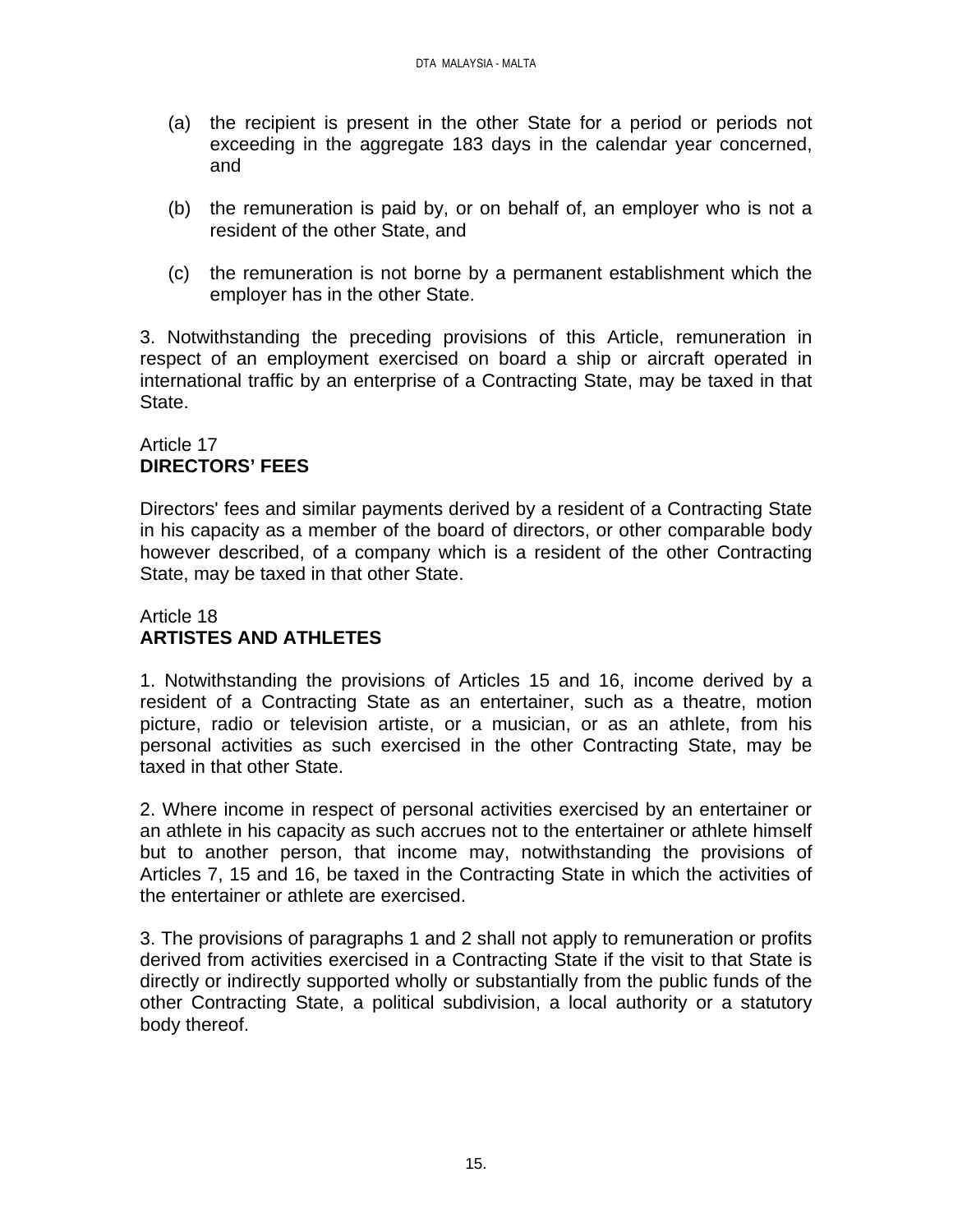(a) the recipient is present in the other State for a period or periods not exceeding in the aggregate 183 days in the calendar year concerned, and

(b) the remuneration is paid by, or on behalf of, an employer who is not a resident of the other State, and

(c) the remuneration is not borne by a permanent establishment which the employer has in the other State.

3. Notwithstanding the preceding provisions of this Article, remuneration in respect of an employment exercised on board a ship or aircraft operated in international traffic by an enterprise of a Contracting State, may be taxed in that State.

Article 17
**DIRECTORS' FEES**

Directors' fees and similar payments derived by a resident of a Contracting State in his capacity as a member of the board of directors, or other comparable body however described, of a company which is a resident of the other Contracting State, may be taxed in that other State.

Article 18
**ARTISTES AND ATHLETES**

1. Notwithstanding the provisions of Articles 15 and 16, income derived by a resident of a Contracting State as an entertainer, such as a theatre, motion picture, radio or television artiste, or a musician, or as an athlete, from his personal activities as such exercised in the other Contracting State, may be taxed in that other State.

2. Where income in respect of personal activities exercised by an entertainer or an athlete in his capacity as such accrues not to the entertainer or athlete himself but to another person, that income may, notwithstanding the provisions of Articles 7, 15 and 16, be taxed in the Contracting State in which the activities of the entertainer or athlete are exercised.

3. The provisions of paragraphs 1 and 2 shall not apply to remuneration or profits derived from activities exercised in a Contracting State if the visit to that State is directly or indirectly supported wholly or substantially from the public funds of the other Contracting State, a political subdivision, a local authority or a statutory body thereof.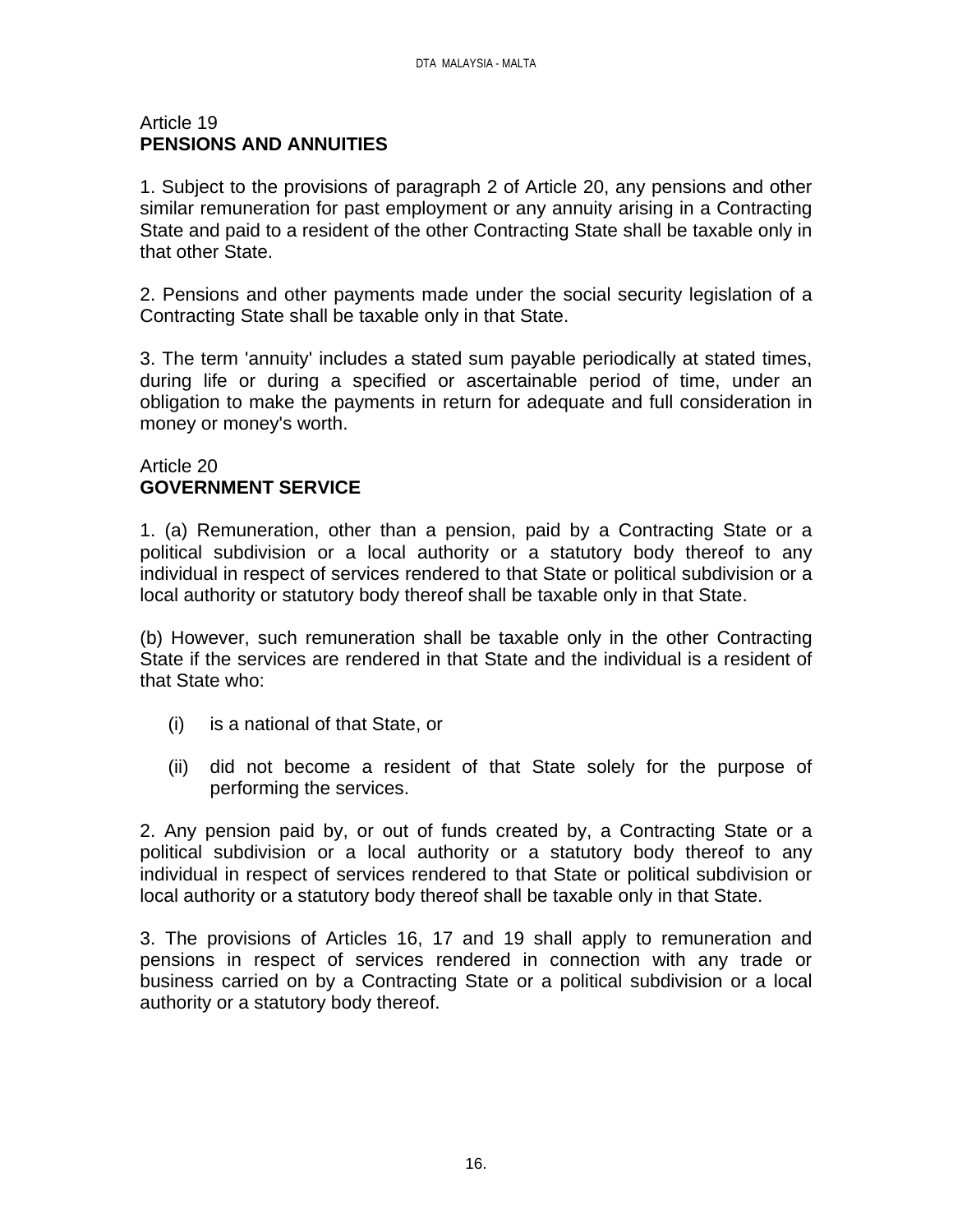## Article 19
**PENSIONS AND ANNUITIES**

1. Subject to the provisions of paragraph 2 of Article 20, any pensions and other similar remuneration for past employment or any annuity arising in a Contracting State and paid to a resident of the other Contracting State shall be taxable only in that other State.

2. Pensions and other payments made under the social security legislation of a Contracting State shall be taxable only in that State.

3. The term 'annuity' includes a stated sum payable periodically at stated times, during life or during a specified or ascertainable period of time, under an obligation to make the payments in return for adequate and full consideration in money or money's worth.

## Article 20
**GOVERNMENT SERVICE**

1. (a) Remuneration, other than a pension, paid by a Contracting State or a political subdivision or a local authority or a statutory body thereof to any individual in respect of services rendered to that State or political subdivision or a local authority or statutory body thereof shall be taxable only in that State.

(b) However, such remuneration shall be taxable only in the other Contracting State if the services are rendered in that State and the individual is a resident of that State who:

- (i) is a national of that State, or
- (ii) did not become a resident of that State solely for the purpose of performing the services.

2. Any pension paid by, or out of funds created by, a Contracting State or a political subdivision or a local authority or a statutory body thereof to any individual in respect of services rendered to that State or political subdivision or local authority or a statutory body thereof shall be taxable only in that State.

3. The provisions of Articles 16, 17 and 19 shall apply to remuneration and pensions in respect of services rendered in connection with any trade or business carried on by a Contracting State or a political subdivision or a local authority or a statutory body thereof.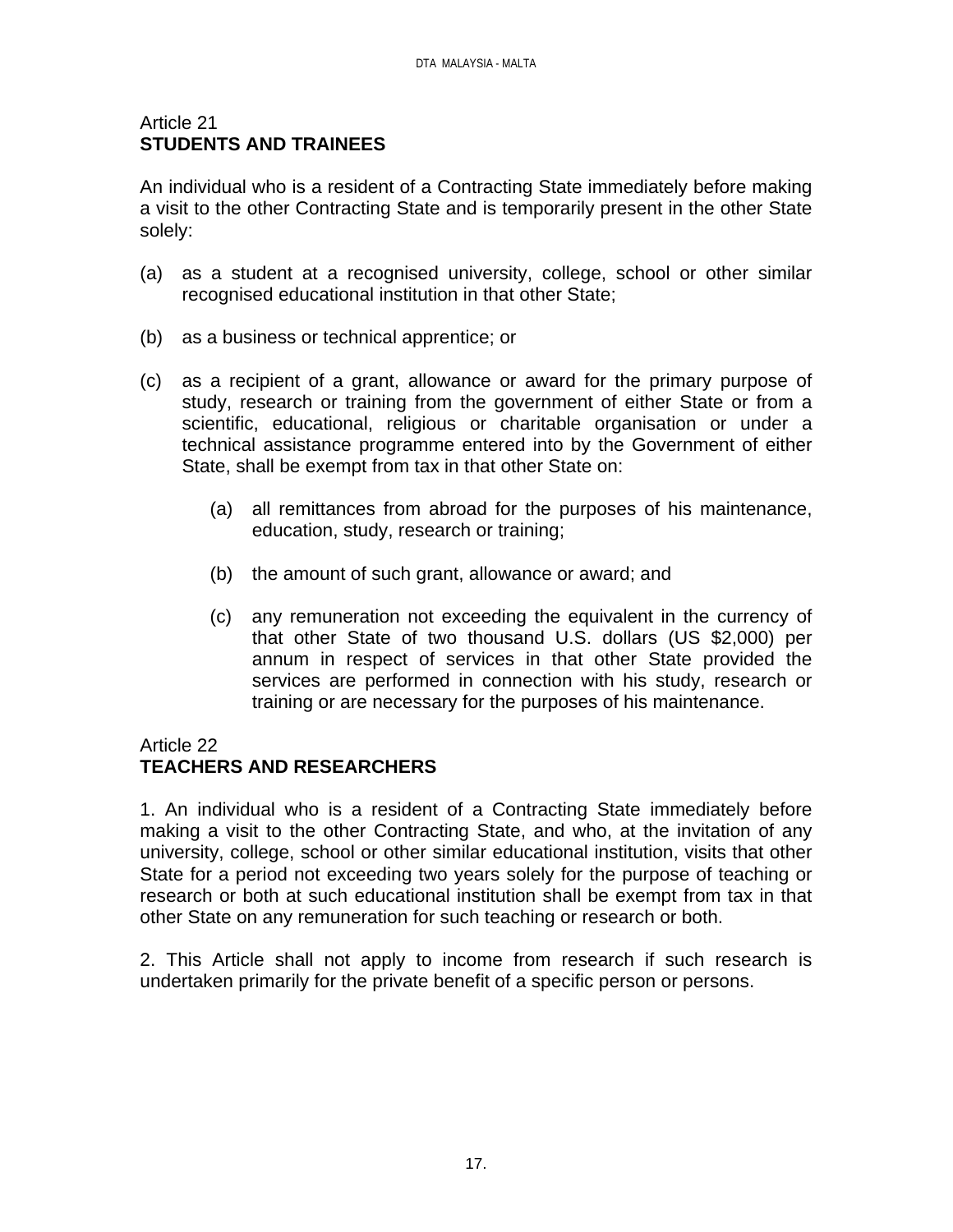## Article 21
## STUDENTS AND TRAINEES

An individual who is a resident of a Contracting State immediately before making a visit to the other Contracting State and is temporarily present in the other State solely:

(a) as a student at a recognised university, college, school or other similar recognised educational institution in that other State;

(b) as a business or technical apprentice; or

(c) as a recipient of a grant, allowance or award for the primary purpose of study, research or training from the government of either State or from a scientific, educational, religious or charitable organisation or under a technical assistance programme entered into by the Government of either State, shall be exempt from tax in that other State on:

  (a) all remittances from abroad for the purposes of his maintenance, education, study, research or training;

  (b) the amount of such grant, allowance or award; and

  (c) any remuneration not exceeding the equivalent in the currency of that other State of two thousand U.S. dollars (US $2,000) per annum in respect of services in that other State provided the services are performed in connection with his study, research or training or are necessary for the purposes of his maintenance.

## Article 22
## TEACHERS AND RESEARCHERS

1. An individual who is a resident of a Contracting State immediately before making a visit to the other Contracting State, and who, at the invitation of any university, college, school or other similar educational institution, visits that other State for a period not exceeding two years solely for the purpose of teaching or research or both at such educational institution shall be exempt from tax in that other State on any remuneration for such teaching or research or both.

2. This Article shall not apply to income from research if such research is undertaken primarily for the private benefit of a specific person or persons.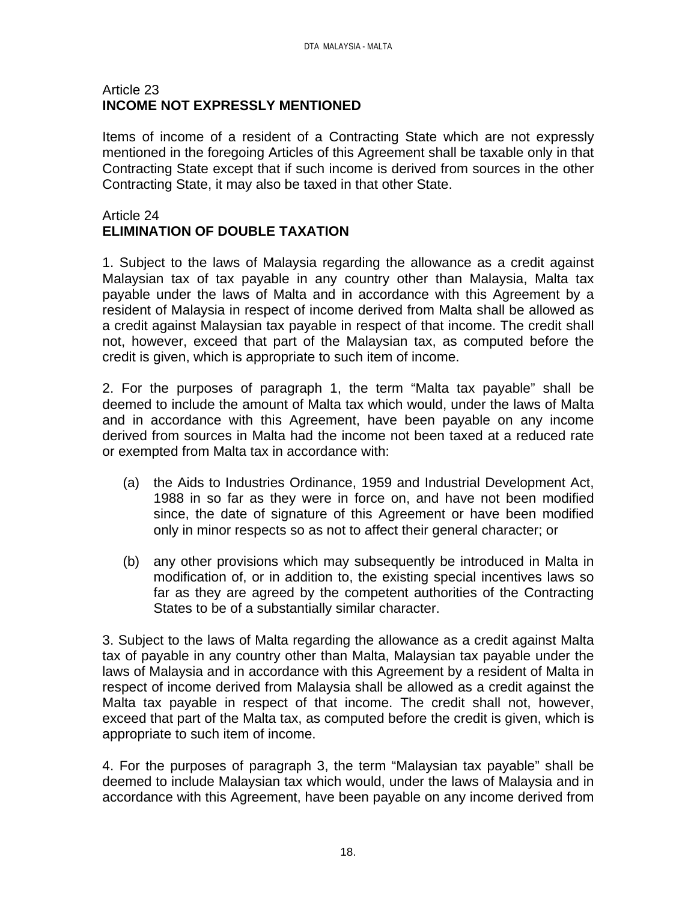Article 23
**INCOME NOT EXPRESSLY MENTIONED**

Items of income of a resident of a Contracting State which are not expressly mentioned in the foregoing Articles of this Agreement shall be taxable only in that Contracting State except that if such income is derived from sources in the other Contracting State, it may also be taxed in that other State.

Article 24
**ELIMINATION OF DOUBLE TAXATION**

1. Subject to the laws of Malaysia regarding the allowance as a credit against Malaysian tax of tax payable in any country other than Malaysia, Malta tax payable under the laws of Malta and in accordance with this Agreement by a resident of Malaysia in respect of income derived from Malta shall be allowed as a credit against Malaysian tax payable in respect of that income. The credit shall not, however, exceed that part of the Malaysian tax, as computed before the credit is given, which is appropriate to such item of income.

2. For the purposes of paragraph 1, the term “Malta tax payable” shall be deemed to include the amount of Malta tax which would, under the laws of Malta and in accordance with this Agreement, have been payable on any income derived from sources in Malta had the income not been taxed at a reduced rate or exempted from Malta tax in accordance with:

(a) the Aids to Industries Ordinance, 1959 and Industrial Development Act, 1988 in so far as they were in force on, and have not been modified since, the date of signature of this Agreement or have been modified only in minor respects so as not to affect their general character; or

(b) any other provisions which may subsequently be introduced in Malta in modification of, or in addition to, the existing special incentives laws so far as they are agreed by the competent authorities of the Contracting States to be of a substantially similar character.

3. Subject to the laws of Malta regarding the allowance as a credit against Malta tax of payable in any country other than Malta, Malaysian tax payable under the laws of Malaysia and in accordance with this Agreement by a resident of Malta in respect of income derived from Malaysia shall be allowed as a credit against the Malta tax payable in respect of that income. The credit shall not, however, exceed that part of the Malta tax, as computed before the credit is given, which is appropriate to such item of income.

4. For the purposes of paragraph 3, the term “Malaysian tax payable” shall be deemed to include Malaysian tax which would, under the laws of Malaysia and in accordance with this Agreement, have been payable on any income derived from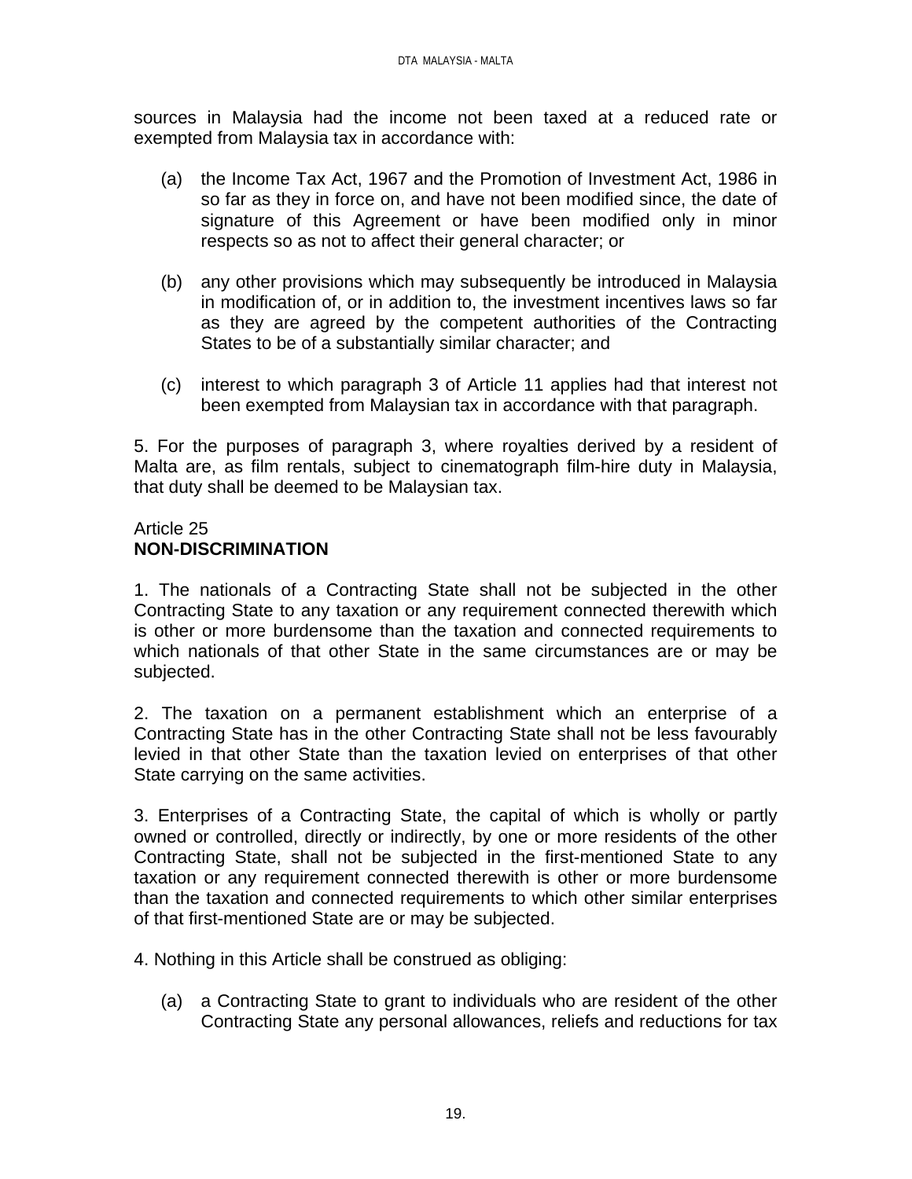sources in Malaysia had the income not been taxed at a reduced rate or exempted from Malaysia tax in accordance with:

(a) the Income Tax Act, 1967 and the Promotion of Investment Act, 1986 in so far as they in force on, and have not been modified since, the date of signature of this Agreement or have been modified only in minor respects so as not to affect their general character; or

(b) any other provisions which may subsequently be introduced in Malaysia in modification of, or in addition to, the investment incentives laws so far as they are agreed by the competent authorities of the Contracting States to be of a substantially similar character; and

(c) interest to which paragraph 3 of Article 11 applies had that interest not been exempted from Malaysian tax in accordance with that paragraph.

5. For the purposes of paragraph 3, where royalties derived by a resident of Malta are, as film rentals, subject to cinematograph film-hire duty in Malaysia, that duty shall be deemed to be Malaysian tax.

Article 25
**NON-DISCRIMINATION**

1. The nationals of a Contracting State shall not be subjected in the other Contracting State to any taxation or any requirement connected therewith which is other or more burdensome than the taxation and connected requirements to which nationals of that other State in the same circumstances are or may be subjected.

2. The taxation on a permanent establishment which an enterprise of a Contracting State has in the other Contracting State shall not be less favourably levied in that other State than the taxation levied on enterprises of that other State carrying on the same activities.

3. Enterprises of a Contracting State, the capital of which is wholly or partly owned or controlled, directly or indirectly, by one or more residents of the other Contracting State, shall not be subjected in the first-mentioned State to any taxation or any requirement connected therewith is other or more burdensome than the taxation and connected requirements to which other similar enterprises of that first-mentioned State are or may be subjected.

4. Nothing in this Article shall be construed as obliging:

(a) a Contracting State to grant to individuals who are resident of the other Contracting State any personal allowances, reliefs and reductions for tax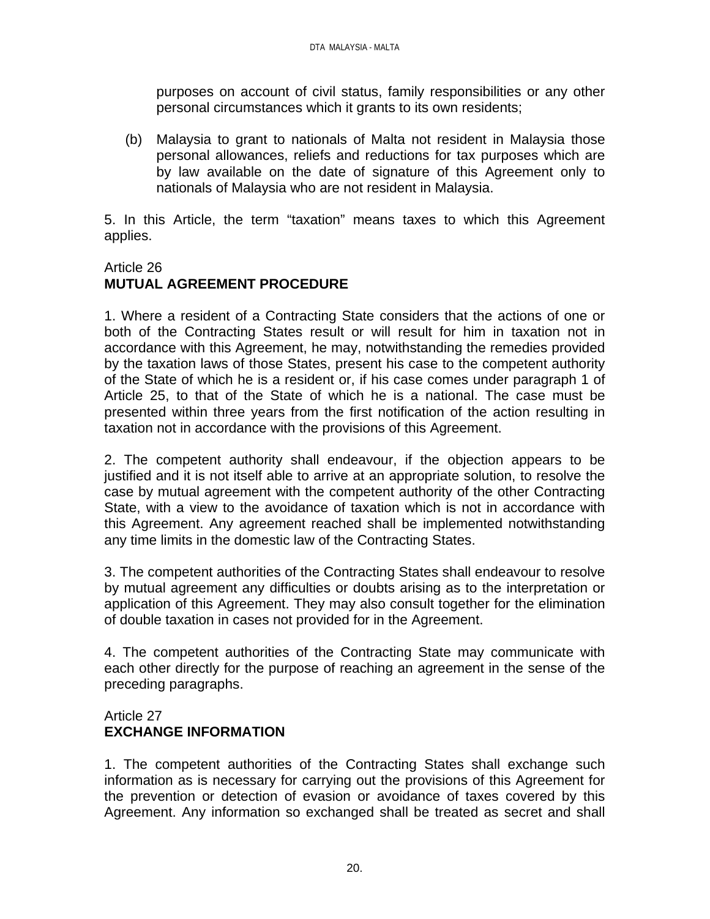purposes on account of civil status, family responsibilities or any other personal circumstances which it grants to its own residents;

(b) Malaysia to grant to nationals of Malta not resident in Malaysia those personal allowances, reliefs and reductions for tax purposes which are by law available on the date of signature of this Agreement only to nationals of Malaysia who are not resident in Malaysia.

5. In this Article, the term “taxation” means taxes to which this Agreement applies.

Article 26
**MUTUAL AGREEMENT PROCEDURE**

1. Where a resident of a Contracting State considers that the actions of one or both of the Contracting States result or will result for him in taxation not in accordance with this Agreement, he may, notwithstanding the remedies provided by the taxation laws of those States, present his case to the competent authority of the State of which he is a resident or, if his case comes under paragraph 1 of Article 25, to that of the State of which he is a national. The case must be presented within three years from the first notification of the action resulting in taxation not in accordance with the provisions of this Agreement.

2. The competent authority shall endeavour, if the objection appears to be justified and it is not itself able to arrive at an appropriate solution, to resolve the case by mutual agreement with the competent authority of the other Contracting State, with a view to the avoidance of taxation which is not in accordance with this Agreement. Any agreement reached shall be implemented notwithstanding any time limits in the domestic law of the Contracting States.

3. The competent authorities of the Contracting States shall endeavour to resolve by mutual agreement any difficulties or doubts arising as to the interpretation or application of this Agreement. They may also consult together for the elimination of double taxation in cases not provided for in the Agreement.

4. The competent authorities of the Contracting State may communicate with each other directly for the purpose of reaching an agreement in the sense of the preceding paragraphs.

Article 27
**EXCHANGE INFORMATION**

1. The competent authorities of the Contracting States shall exchange such information as is necessary for carrying out the provisions of this Agreement for the prevention or detection of evasion or avoidance of taxes covered by this Agreement. Any information so exchanged shall be treated as secret and shall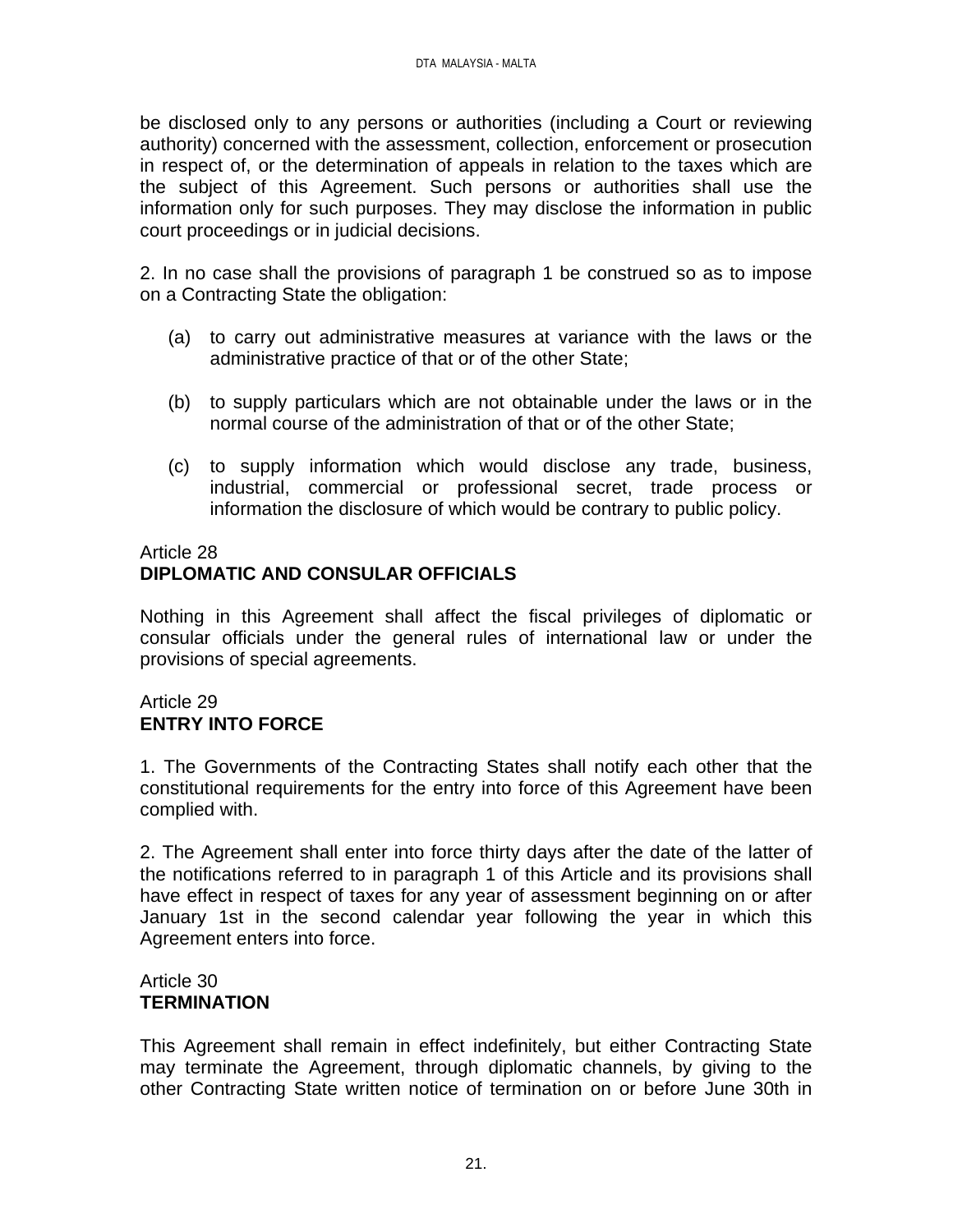be disclosed only to any persons or authorities (including a Court or reviewing authority) concerned with the assessment, collection, enforcement or prosecution in respect of, or the determination of appeals in relation to the taxes which are the subject of this Agreement. Such persons or authorities shall use the information only for such purposes. They may disclose the information in public court proceedings or in judicial decisions.

2. In no case shall the provisions of paragraph 1 be construed so as to impose on a Contracting State the obligation:

(a) to carry out administrative measures at variance with the laws or the administrative practice of that or of the other State;

(b) to supply particulars which are not obtainable under the laws or in the normal course of the administration of that or of the other State;

(c) to supply information which would disclose any trade, business, industrial, commercial or professional secret, trade process or information the disclosure of which would be contrary to public policy.

## Article 28
**DIPLOMATIC AND CONSULAR OFFICIALS**

Nothing in this Agreement shall affect the fiscal privileges of diplomatic or consular officials under the general rules of international law or under the provisions of special agreements.

## Article 29
**ENTRY INTO FORCE**

1. The Governments of the Contracting States shall notify each other that the constitutional requirements for the entry into force of this Agreement have been complied with.

2. The Agreement shall enter into force thirty days after the date of the latter of the notifications referred to in paragraph 1 of this Article and its provisions shall have effect in respect of taxes for any year of assessment beginning on or after January 1st in the second calendar year following the year in which this Agreement enters into force.

## Article 30
**TERMINATION**

This Agreement shall remain in effect indefinitely, but either Contracting State may terminate the Agreement, through diplomatic channels, by giving to the other Contracting State written notice of termination on or before June 30th in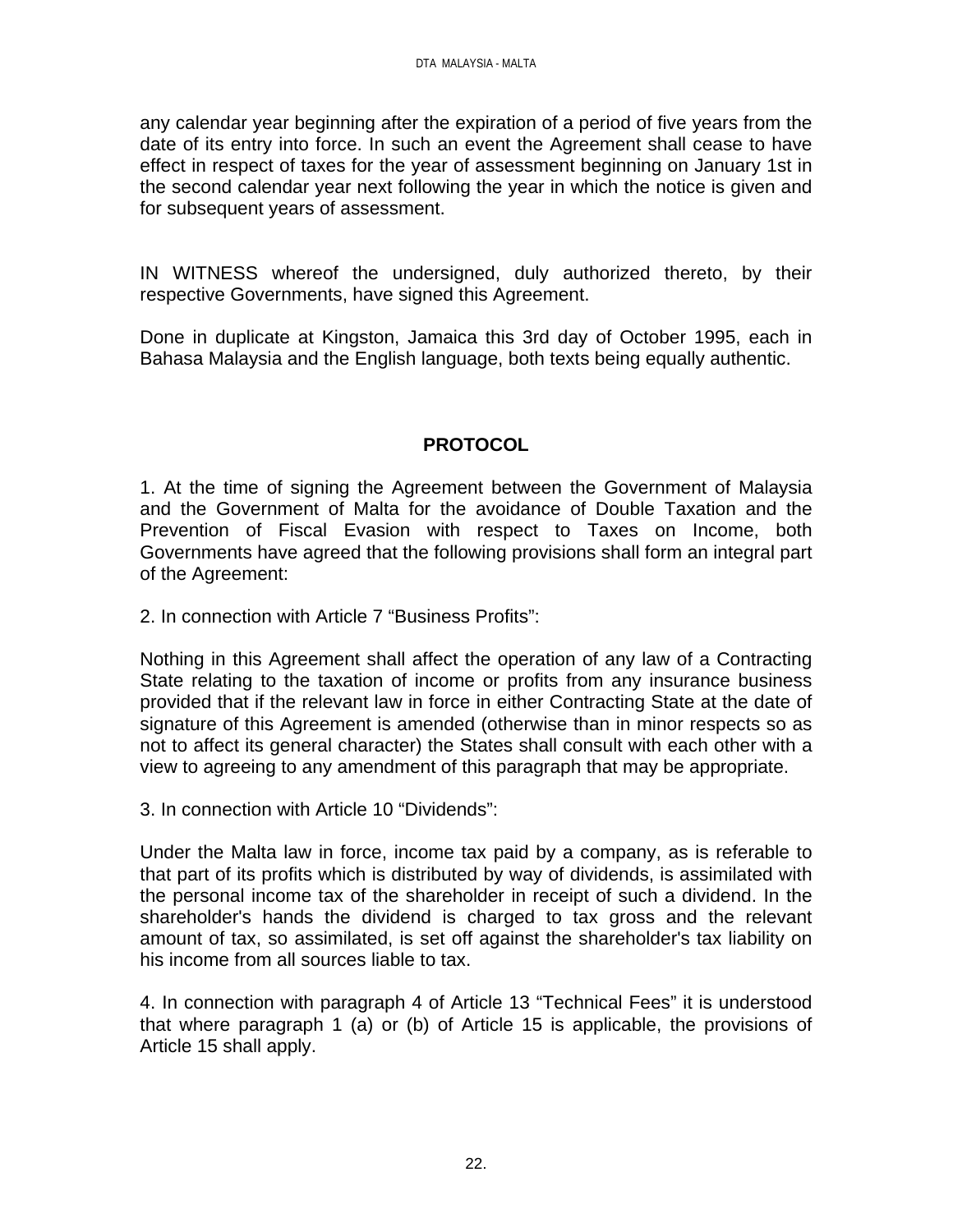any calendar year beginning after the expiration of a period of five years from the date of its entry into force. In such an event the Agreement shall cease to have effect in respect of taxes for the year of assessment beginning on January 1st in the second calendar year next following the year in which the notice is given and for subsequent years of assessment.

IN WITNESS whereof the undersigned, duly authorized thereto, by their respective Governments, have signed this Agreement.

Done in duplicate at Kingston, Jamaica this 3rd day of October 1995, each in Bahasa Malaysia and the English language, both texts being equally authentic.

## PROTOCOL

1. At the time of signing the Agreement between the Government of Malaysia and the Government of Malta for the avoidance of Double Taxation and the Prevention of Fiscal Evasion with respect to Taxes on Income, both Governments have agreed that the following provisions shall form an integral part of the Agreement:

2. In connection with Article 7 "Business Profits":

Nothing in this Agreement shall affect the operation of any law of a Contracting State relating to the taxation of income or profits from any insurance business provided that if the relevant law in force in either Contracting State at the date of signature of this Agreement is amended (otherwise than in minor respects so as not to affect its general character) the States shall consult with each other with a view to agreeing to any amendment of this paragraph that may be appropriate.

3. In connection with Article 10 "Dividends":

Under the Malta law in force, income tax paid by a company, as is referable to that part of its profits which is distributed by way of dividends, is assimilated with the personal income tax of the shareholder in receipt of such a dividend. In the shareholder's hands the dividend is charged to tax gross and the relevant amount of tax, so assimilated, is set off against the shareholder's tax liability on his income from all sources liable to tax.

4. In connection with paragraph 4 of Article 13 "Technical Fees" it is understood that where paragraph 1 (a) or (b) of Article 15 is applicable, the provisions of Article 15 shall apply.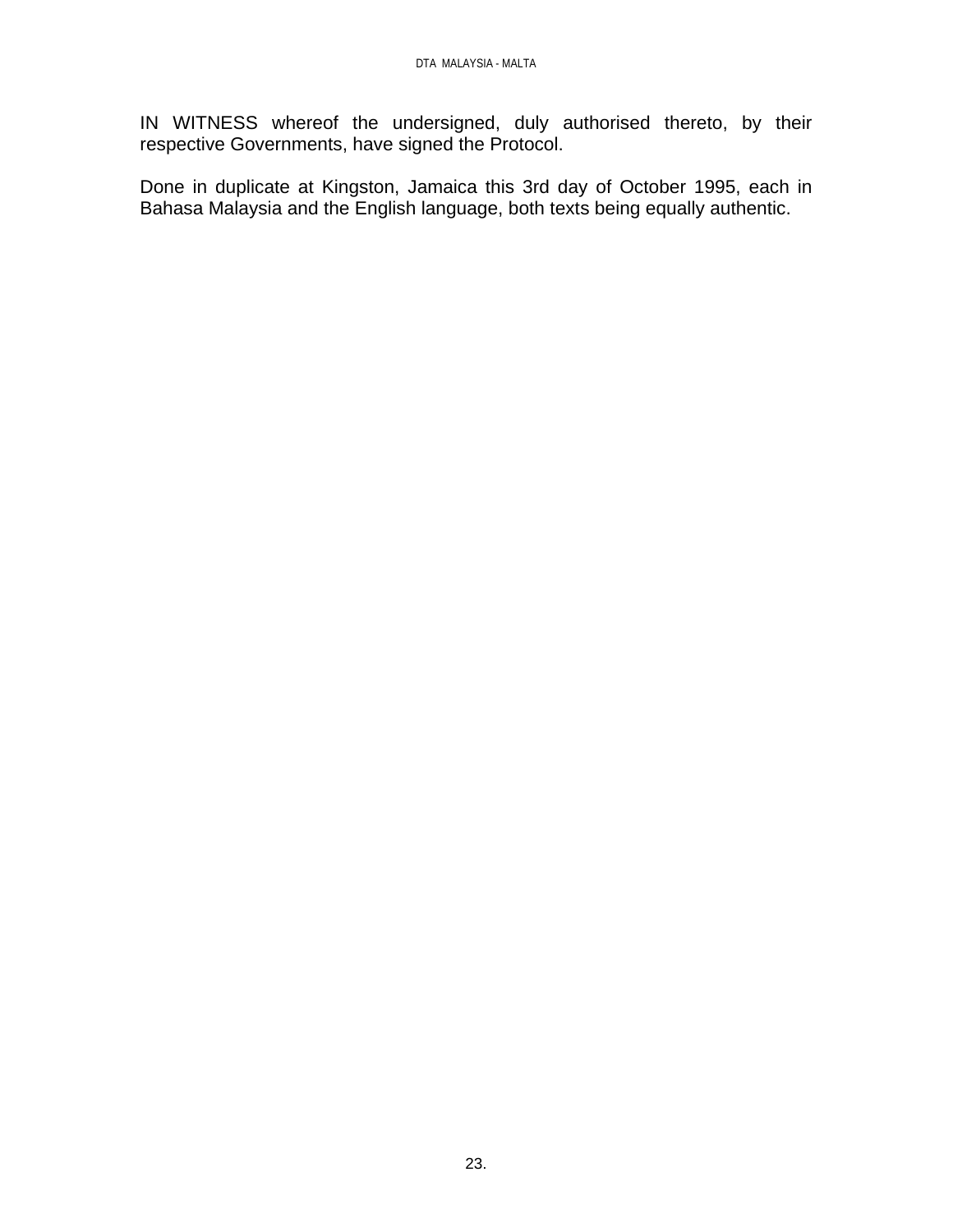IN WITNESS whereof the undersigned, duly authorised thereto, by their respective Governments, have signed the Protocol.

Done in duplicate at Kingston, Jamaica this 3rd day of October 1995, each in Bahasa Malaysia and the English language, both texts being equally authentic.